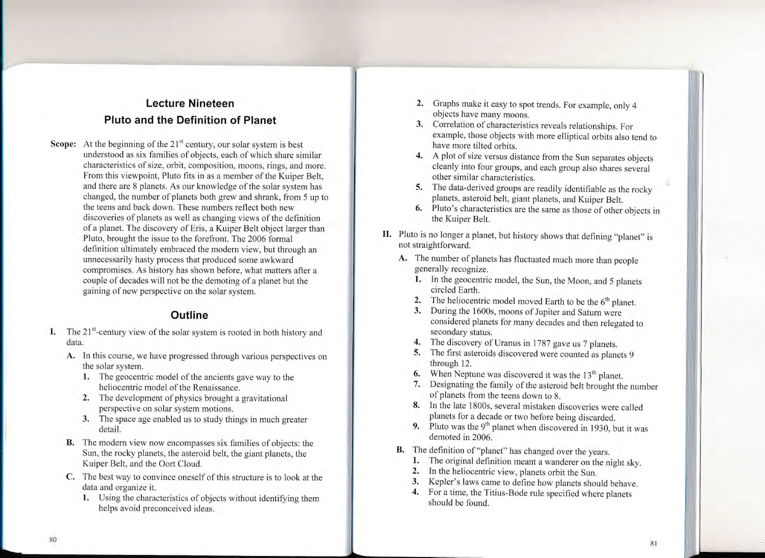# Lecture Nineteen

## Pluto and the Definition of Planet

**Scope:** At the beginning of the 21st century, our solar system is best understood as six families of objects, each of which share similar characteristics of size, orbit, composition, moons, rings, and more. From this viewpoint, Pluto fits in as a member of the Kuiper Belt, and there are 8 planets. As our knowledge of the solar system has changed, the number of planets both grew and shrank, from 5 up to the teens and back down. These numbers reflect both new discoveries of planets as well as changing views of the definition of a planet. The discovery of Eris, a Kuiper Belt object larger than Pluto, brought the issue to the forefront. The 2006 formal definition ultimately embraced the modern view, but through an unnecessarily hasty process that produced some awkward compromises. As history has shown before, what matters after a couple of decades will not be the demoting of a planet but the gaining of new perspective on the solar system.

## Outline

I. The 21st-century view of the solar system is rooted in both history and data.

   A. In this course, we have progressed through various perspectives on the solar system.

      1. The geocentric model of the ancients gave way to the heliocentric model of the Renaissance.
      2. The development of physics brought a gravitational perspective on solar system motions.
      3. The space age enabled us to study things in much greater detail.

   B. The modern view now encompasses six families of objects: the Sun, the rocky planets, the asteroid belt, the giant planets, the Kuiper Belt, and the Oort Cloud.

   C. The best way to convince oneself of this structure is to look at the data and organize it.

      1. Using the characteristics of objects without identifying them helps avoid preconceived ideas.
      2. Graphs make it easy to spot trends. For example, only 4 objects have many moons.
      3. Correlation of characteristics reveals relationships. For example, those objects with more elliptical orbits also tend to have more tilted orbits.
      4. A plot of size versus distance from the Sun separates objects cleanly into four groups, and each group also shares several other similar characteristics.
      5. The data-derived groups are readily identifiable as the rocky planets, asteroid belt, giant planets, and Kuiper Belt.
      6. Pluto's characteristics are the same as those of other objects in the Kuiper Belt.

II. Pluto is no longer a planet, but history shows that defining "planet" is not straightforward.

   A. The number of planets has fluctuated much more than people generally recognize.

      1. In the geocentric model, the Sun, the Moon, and 5 planets circled Earth.
      2. The heliocentric model moved Earth to be the 6th planet.
      3. During the 1600s, moons of Jupiter and Saturn were considered planets for many decades and then relegated to secondary status.
      4. The discovery of Uranus in 1787 gave us 7 planets.
      5. The first asteroids discovered were counted as planets 9 through 12.
      6. When Neptune was discovered it was the 13th planet.
      7. Designating the family of the asteroid belt brought the number of planets from the teens down to 8.
      8. In the late 1800s, several mistaken discoveries were called planets for a decade or two before being discarded.
      9. Pluto was the 9th planet when discovered in 1930, but it was demoted in 2006.

   B. The definition of "planet" has changed over the years.

      1. The original definition meant a wanderer on the night sky.
      2. In the heliocentric view, planets orbit the Sun.
      3. Kepler's laws came to define how planets should behave.
      4. For a time, the Titius-Bode rule specified where planets should be found.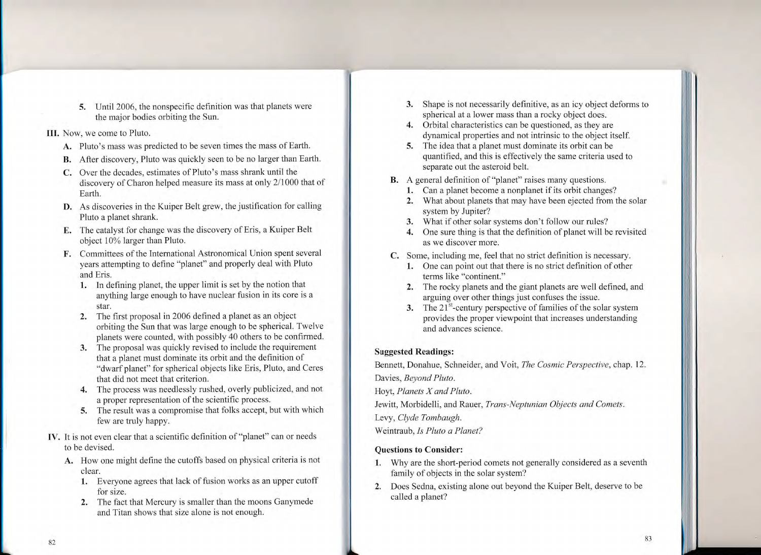5. Until 2006, the nonspecific definition was that planets were the major bodies orbiting the Sun.

III. Now, we come to Pluto.

A. Pluto's mass was predicted to be seven times the mass of Earth.

B. After discovery, Pluto was quickly seen to be no larger than Earth.

C. Over the decades, estimates of Pluto's mass shrank until the discovery of Charon helped measure its mass at only 2/1000 that of Earth.

D. As discoveries in the Kuiper Belt grew, the justification for calling Pluto a planet shrank.

E. The catalyst for change was the discovery of Eris, a Kuiper Belt object 10% larger than Pluto.

F. Committees of the International Astronomical Union spent several years attempting to define "planet" and properly deal with Pluto and Eris.

1. In defining planet, the upper limit is set by the notion that anything large enough to have nuclear fusion in its core is a star.
2. The first proposal in 2006 defined a planet as an object orbiting the Sun that was large enough to be spherical. Twelve planets were counted, with possibly 40 others to be confirmed.
3. The proposal was quickly revised to include the requirement that a planet must dominate its orbit and the definition of "dwarf planet" for spherical objects like Eris, Pluto, and Ceres that did not meet that criterion.
4. The process was needlessly rushed, overly publicized, and not a proper representation of the scientific process.
5. The result was a compromise that folks accept, but with which few are truly happy.

IV. It is not even clear that a scientific definition of "planet" can or needs to be devised.

A. How one might define the cutoffs based on physical criteria is not clear.

1. Everyone agrees that lack of fusion works as an upper cutoff for size.
2. The fact that Mercury is smaller than the moons Ganymede and Titan shows that size alone is not enough.
3. Shape is not necessarily definitive, as an icy object deforms to spherical at a lower mass than a rocky object does.
4. Orbital characteristics can be questioned, as they are dynamical properties and not intrinsic to the object itself.
5. The idea that a planet must dominate its orbit can be quantified, and this is effectively the same criteria used to separate out the asteroid belt.

B. A general definition of "planet" raises many questions.

1. Can a planet become a nonplanet if its orbit changes?
2. What about planets that may have been ejected from the solar system by Jupiter?
3. What if other solar systems don't follow our rules?
4. One sure thing is that the definition of planet will be revisited as we discover more.

C. Some, including me, feel that no strict definition is necessary.

1. One can point out that there is no strict definition of other terms like "continent."
2. The rocky planets and the giant planets are well defined, and arguing over other things just confuses the issue.
3. The 21st-century perspective of families of the solar system provides the proper viewpoint that increases understanding and advances science.

**Suggested Readings:**

Bennett, Donahue, Schneider, and Voit, *The Cosmic Perspective*, chap. 12.

Davies, *Beyond Pluto*.

Hoyt, *Planets X and Pluto*.

Jewitt, Morbidelli, and Rauer, *Trans-Neptunian Objects and Comets*.

Levy, *Clyde Tombaugh*.

Weintraub, *Is Pluto a Planet?*

**Questions to Consider:**

1. Why are the short-period comets not generally considered as a seventh family of objects in the solar system?
2. Does Sedna, existing alone out beyond the Kuiper Belt, deserve to be called a planet?